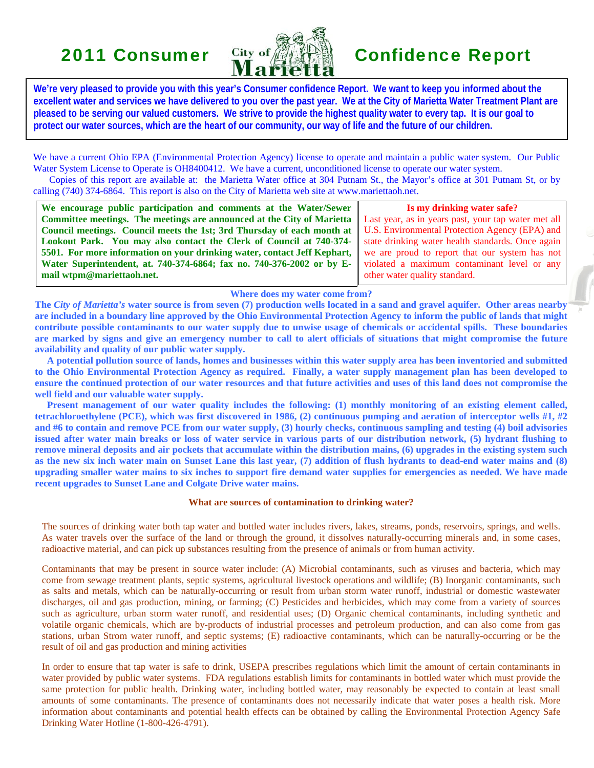# 2011 Consumer Confidence Report

**We're very pleased to provide you with this year's Consumer confidence Report. We want to keep you informed about the excellent water and services we have delivered to you over the past year. We at the City of Marietta Water Treatment Plant are pleased to be serving our valued customers. We strive to provide the highest quality water to every tap. It is our goal to protect our water sources, which are the heart of our community, our way of life and the future of our children.**

We have a current Ohio EPA (Environmental Protection Agency) license to operate and maintain a public water system. Our Public Water System License to Operate is OH8400412. We have a current, unconditioned license to operate our water system.

Copies of this report are available at: the Marietta Water office at 304 Putnam St., the Mayor's office at 301 Putnam St, or by calling (740) 374-6864. This report is also on the City of Marietta web site at www.mariettaoh.net.

**We encourage public participation and comments at the Water/Sewer Committee meetings. The meetings are announced at the City of Marietta Council meetings. Council meets the 1st; 3rd Thursday of each month at Lookout Park. You may also contact the Clerk of Council at 740-374-5501. For more information on your drinking water, contact Jeff Kephart, Water Superintendent, at. 740-374-6864; fax no. 740-376-2002 or by E-mail wtpm@mariettaoh.net.**

**Is my drinking water safe?**

Last year, as in years past, your tap water met all U.S. Environmental Protection Agency (EPA) and state drinking water health standards. Once again we are proud to report that our system has not violated a maximum contaminant level or any other water quality standard.

## Where does my water come from?

**The *City of Marietta's* water source is from seven (7) production wells located in a sand and gravel aquifer. Other areas nearby are included in a boundary line approved by the Ohio Environmental Protection Agency to inform the public of lands that might contribute possible contaminants to our water supply due to unwise usage of chemicals or accidental spills. These boundaries are marked by signs and give an emergency number to call to alert officials of situations that might compromise the future availability and quality of our public water supply.**

**A potential pollution source of lands, homes and businesses within this water supply area has been inventoried and submitted to the Ohio Environmental Protection Agency as required. Finally, a water supply management plan has been developed to ensure the continued protection of our water resources and that future activities and uses of this land does not compromise the well field and our valuable water supply.**

**Present management of our water quality includes the following: (1) monthly monitoring of an existing element called, tetrachloroethylene (PCE), which was first discovered in 1986, (2) continuous pumping and aeration of interceptor wells #1, #2 and #6 to contain and remove PCE from our water supply, (3) hourly checks, continuous sampling and testing (4) boil advisories issued after water main breaks or loss of water service in various parts of our distribution network, (5) hydrant flushing to remove mineral deposits and air pockets that accumulate within the distribution mains, (6) upgrades in the existing system such as the new six inch water main on Sunset Lane this last year, (7) addition of flush hydrants to dead-end water mains and (8) upgrading smaller water mains to six inches to support fire demand water supplies for emergencies as needed. We have made recent upgrades to Sunset Lane and Colgate Drive water mains.**

## What are sources of contamination to drinking water?

The sources of drinking water both tap water and bottled water includes rivers, lakes, streams, ponds, reservoirs, springs, and wells. As water travels over the surface of the land or through the ground, it dissolves naturally-occurring minerals and, in some cases, radioactive material, and can pick up substances resulting from the presence of animals or from human activity.

Contaminants that may be present in source water include: (A) Microbial contaminants, such as viruses and bacteria, which may come from sewage treatment plants, septic systems, agricultural livestock operations and wildlife; (B) Inorganic contaminants, such as salts and metals, which can be naturally-occurring or result from urban storm water runoff, industrial or domestic wastewater discharges, oil and gas production, mining, or farming; (C) Pesticides and herbicides, which may come from a variety of sources such as agriculture, urban storm water runoff, and residential uses; (D) Organic chemical contaminants, including synthetic and volatile organic chemicals, which are by-products of industrial processes and petroleum production, and can also come from gas stations, urban Strom water runoff, and septic systems; (E) radioactive contaminants, which can be naturally-occurring or be the result of oil and gas production and mining activities

In order to ensure that tap water is safe to drink, USEPA prescribes regulations which limit the amount of certain contaminants in water provided by public water systems. FDA regulations establish limits for contaminants in bottled water which must provide the same protection for public health. Drinking water, including bottled water, may reasonably be expected to contain at least small amounts of some contaminants. The presence of contaminants does not necessarily indicate that water poses a health risk. More information about contaminants and potential health effects can be obtained by calling the Environmental Protection Agency Safe Drinking Water Hotline (1-800-426-4791).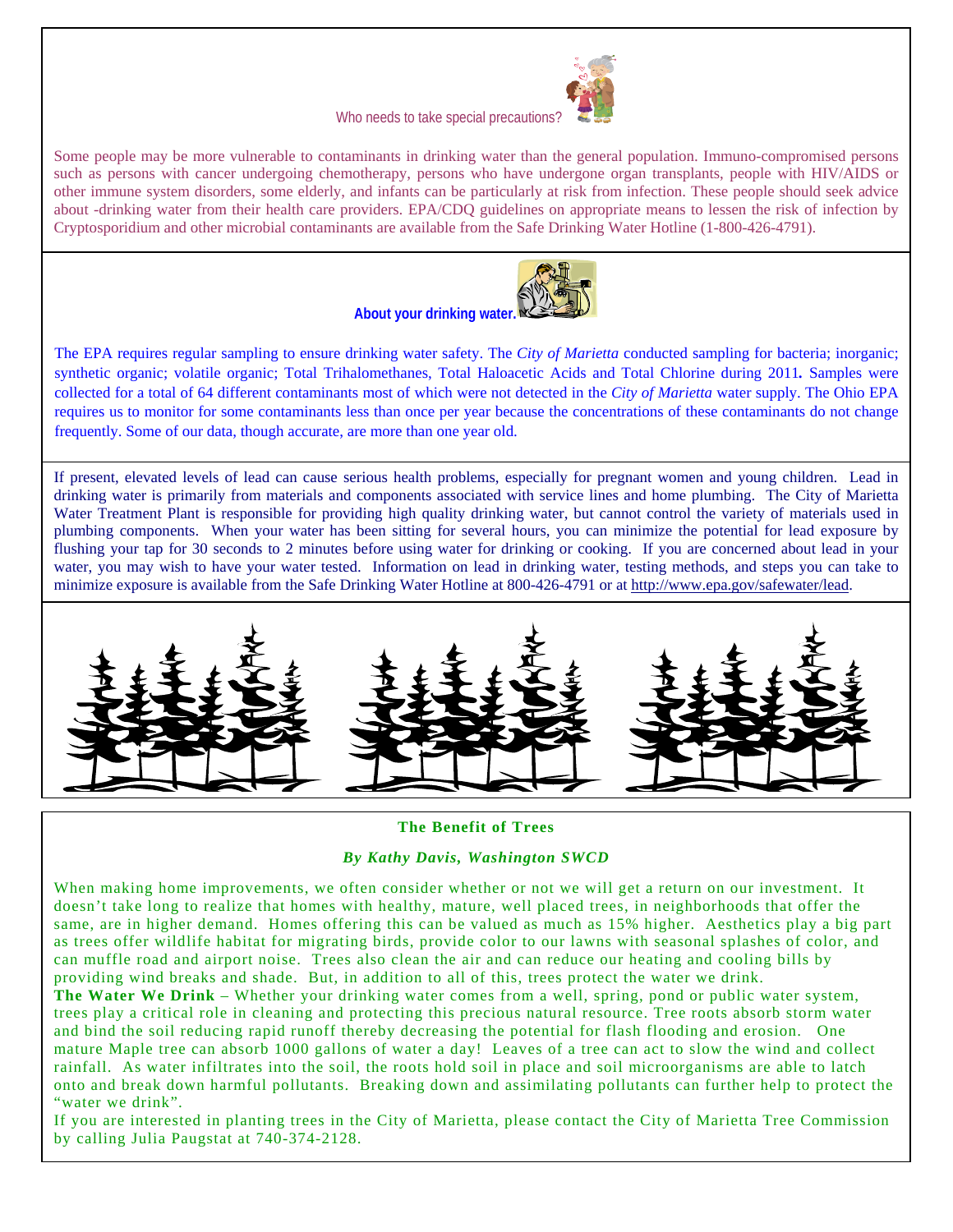### Who needs to take special precautions?

Some people may be more vulnerable to contaminants in drinking water than the general population. Immuno-compromised persons such as persons with cancer undergoing chemotherapy, persons who have undergone organ transplants, people with HIV/AIDS or other immune system disorders, some elderly, and infants can be particularly at risk from infection. These people should seek advice about -drinking water from their health care providers. EPA/CDQ guidelines on appropriate means to lessen the risk of infection by Cryptosporidium and other microbial contaminants are available from the Safe Drinking Water Hotline (1-800-426-4791).

### About your drinking water.

The EPA requires regular sampling to ensure drinking water safety. The *City of Marietta* conducted sampling for bacteria; inorganic; synthetic organic; volatile organic; Total Trihalomethanes, Total Haloacetic Acids and Total Chlorine during 2011**.** Samples were collected for a total of 64 different contaminants most of which were not detected in the *City of Marietta* water supply. The Ohio EPA requires us to monitor for some contaminants less than once per year because the concentrations of these contaminants do not change frequently. Some of our data, though accurate, are more than one year old.

If present, elevated levels of lead can cause serious health problems, especially for pregnant women and young children. Lead in drinking water is primarily from materials and components associated with service lines and home plumbing. The City of Marietta Water Treatment Plant is responsible for providing high quality drinking water, but cannot control the variety of materials used in plumbing components. When your water has been sitting for several hours, you can minimize the potential for lead exposure by flushing your tap for 30 seconds to 2 minutes before using water for drinking or cooking. If you are concerned about lead in your water, you may wish to have your water tested. Information on lead in drinking water, testing methods, and steps you can take to minimize exposure is available from the Safe Drinking Water Hotline at 800-426-4791 or at http://www.epa.gov/safewater/lead.

## The Benefit of Trees

***By Kathy Davis, Washington SWCD***

When making home improvements, we often consider whether or not we will get a return on our investment. It doesn't take long to realize that homes with healthy, mature, well placed trees, in neighborhoods that offer the same, are in higher demand. Homes offering this can be valued as much as 15% higher. Aesthetics play a big part as trees offer wildlife habitat for migrating birds, provide color to our lawns with seasonal splashes of color, and can muffle road and airport noise. Trees also clean the air and can reduce our heating and cooling bills by providing wind breaks and shade. But, in addition to all of this, trees protect the water we drink.

**The Water We Drink** – Whether your drinking water comes from a well, spring, pond or public water system, trees play a critical role in cleaning and protecting this precious natural resource. Tree roots absorb storm water and bind the soil reducing rapid runoff thereby decreasing the potential for flash flooding and erosion. One mature Maple tree can absorb 1000 gallons of water a day! Leaves of a tree can act to slow the wind and collect rainfall. As water infiltrates into the soil, the roots hold soil in place and soil microorganisms are able to latch onto and break down harmful pollutants. Breaking down and assimilating pollutants can further help to protect the "water we drink".

If you are interested in planting trees in the City of Marietta, please contact the City of Marietta Tree Commission by calling Julia Paugstat at 740-374-2128.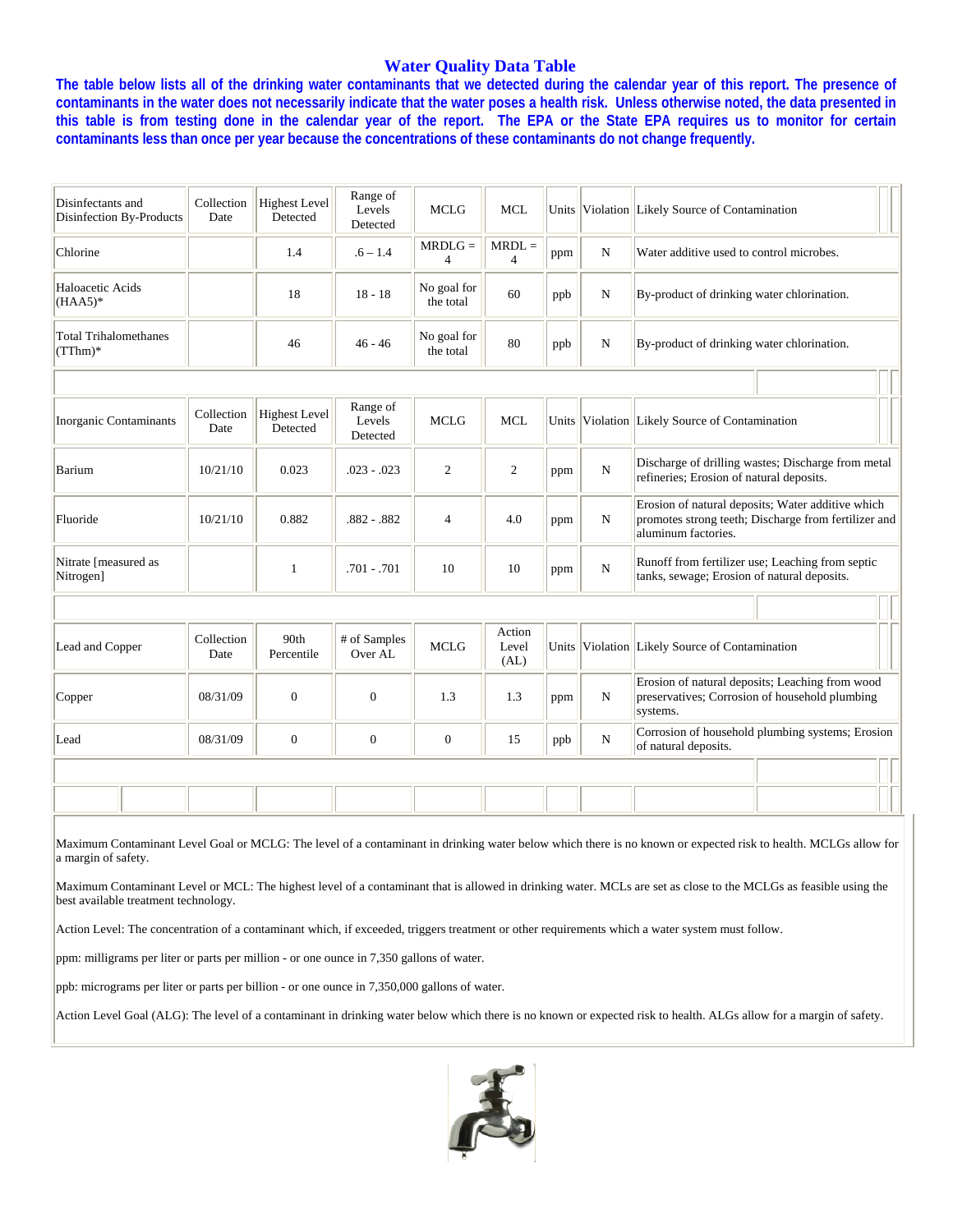# Water Quality Data Table

**The table below lists all of the drinking water contaminants that we detected during the calendar year of this report. The presence of contaminants in the water does not necessarily indicate that the water poses a health risk. Unless otherwise noted, the data presented in this table is from testing done in the calendar year of the report. The EPA or the State EPA requires us to monitor for certain contaminants less than once per year because the concentrations of these contaminants do not change frequently.**

| Disinfectants and Disinfection By-Products | Collection Date | Highest Level Detected | Range of Levels Detected | MCLG | MCL | Units | Violation | Likely Source of Contamination |
|---|---|---|---|---|---|---|---|---|
| Chlorine | | 1.4 | .6 – 1.4 | MRDLG = 4 | MRDL = 4 | ppm | N | Water additive used to control microbes. |
| Haloacetic Acids (HAA5)* | | 18 | 18 - 18 | No goal for the total | 60 | ppb | N | By-product of drinking water chlorination. |
| Total Trihalomethanes (TThm)* | | 46 | 46 - 46 | No goal for the total | 80 | ppb | N | By-product of drinking water chlorination. |

| Inorganic Contaminants | Collection Date | Highest Level Detected | Range of Levels Detected | MCLG | MCL | Units | Violation | Likely Source of Contamination |
|---|---|---|---|---|---|---|---|---|
| Barium | 10/21/10 | 0.023 | .023 - .023 | 2 | 2 | ppm | N | Discharge of drilling wastes; Discharge from metal refineries; Erosion of natural deposits. |
| Fluoride | 10/21/10 | 0.882 | .882 - .882 | 4 | 4.0 | ppm | N | Erosion of natural deposits; Water additive which promotes strong teeth; Discharge from fertilizer and aluminum factories. |
| Nitrate [measured as Nitrogen] | | 1 | .701 - .701 | 10 | 10 | ppm | N | Runoff from fertilizer use; Leaching from septic tanks, sewage; Erosion of natural deposits. |

| Lead and Copper | Collection Date | 90th Percentile | # of Samples Over AL | MCLG | Action Level (AL) | Units | Violation | Likely Source of Contamination |
|---|---|---|---|---|---|---|---|---|
| Copper | 08/31/09 | 0 | 0 | 1.3 | 1.3 | ppm | N | Erosion of natural deposits; Leaching from wood preservatives; Corrosion of household plumbing systems. |
| Lead | 08/31/09 | 0 | 0 | 0 | 15 | ppb | N | Corrosion of household plumbing systems; Erosion of natural deposits. |

Maximum Contaminant Level Goal or MCLG: The level of a contaminant in drinking water below which there is no known or expected risk to health. MCLGs allow for a margin of safety.

Maximum Contaminant Level or MCL: The highest level of a contaminant that is allowed in drinking water. MCLs are set as close to the MCLGs as feasible using the best available treatment technology.

Action Level: The concentration of a contaminant which, if exceeded, triggers treatment or other requirements which a water system must follow.

ppm: milligrams per liter or parts per million - or one ounce in 7,350 gallons of water.

ppb: micrograms per liter or parts per billion - or one ounce in 7,350,000 gallons of water.

Action Level Goal (ALG): The level of a contaminant in drinking water below which there is no known or expected risk to health. ALGs allow for a margin of safety.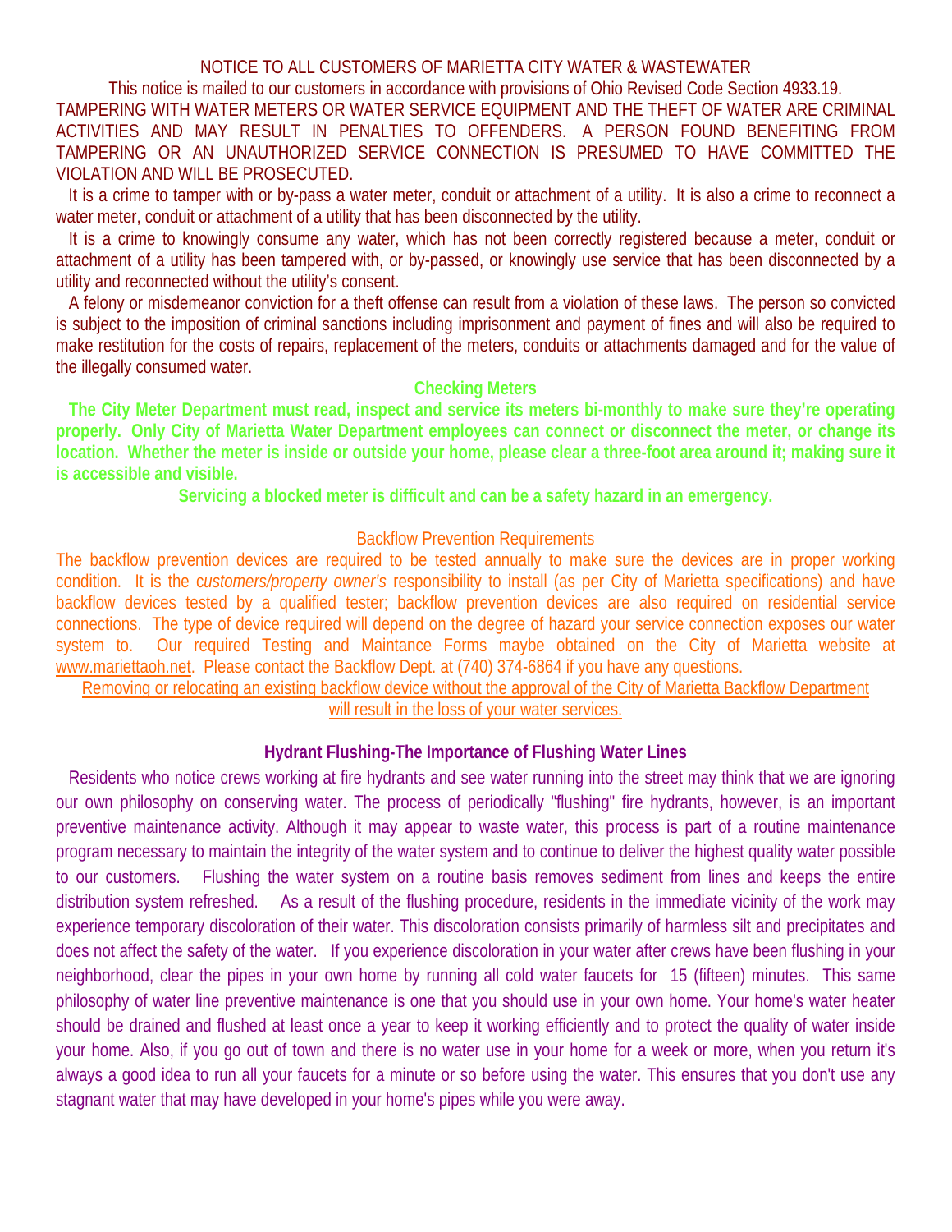# NOTICE TO ALL CUSTOMERS OF MARIETTA CITY WATER & WASTEWATER

This notice is mailed to our customers in accordance with provisions of Ohio Revised Code Section 4933.19.

TAMPERING WITH WATER METERS OR WATER SERVICE EQUIPMENT AND THE THEFT OF WATER ARE CRIMINAL ACTIVITIES AND MAY RESULT IN PENALTIES TO OFFENDERS. A PERSON FOUND BENEFITING FROM TAMPERING OR AN UNAUTHORIZED SERVICE CONNECTION IS PRESUMED TO HAVE COMMITTED THE VIOLATION AND WILL BE PROSECUTED.

It is a crime to tamper with or by-pass a water meter, conduit or attachment of a utility. It is also a crime to reconnect a water meter, conduit or attachment of a utility that has been disconnected by the utility.

It is a crime to knowingly consume any water, which has not been correctly registered because a meter, conduit or attachment of a utility has been tampered with, or by-passed, or knowingly use service that has been disconnected by a utility and reconnected without the utility's consent.

A felony or misdemeanor conviction for a theft offense can result from a violation of these laws. The person so convicted is subject to the imposition of criminal sanctions including imprisonment and payment of fines and will also be required to make restitution for the costs of repairs, replacement of the meters, conduits or attachments damaged and for the value of the illegally consumed water.

## Checking Meters

**The City Meter Department must read, inspect and service its meters bi-monthly to make sure they're operating properly. Only City of Marietta Water Department employees can connect or disconnect the meter, or change its location. Whether the meter is inside or outside your home, please clear a three-foot area around it; making sure it is accessible and visible.**

**Servicing a blocked meter is difficult and can be a safety hazard in an emergency.**

## Backflow Prevention Requirements

The backflow prevention devices are required to be tested annually to make sure the devices are in proper working condition. It is the c*ustomers/property owner's* responsibility to install (as per City of Marietta specifications) and have backflow devices tested by a qualified tester; backflow prevention devices are also required on residential service connections. The type of device required will depend on the degree of hazard your service connection exposes our water system to. Our required Testing and Maintance Forms maybe obtained on the City of Marietta website at www.mariettaoh.net. Please contact the Backflow Dept. at (740) 374-6864 if you have any questions.

Removing or relocating an existing backflow device without the approval of the City of Marietta Backflow Department will result in the loss of your water services.

## Hydrant Flushing-The Importance of Flushing Water Lines

Residents who notice crews working at fire hydrants and see water running into the street may think that we are ignoring our own philosophy on conserving water. The process of periodically "flushing" fire hydrants, however, is an important preventive maintenance activity. Although it may appear to waste water, this process is part of a routine maintenance program necessary to maintain the integrity of the water system and to continue to deliver the highest quality water possible to our customers. Flushing the water system on a routine basis removes sediment from lines and keeps the entire distribution system refreshed. As a result of the flushing procedure, residents in the immediate vicinity of the work may experience temporary discoloration of their water. This discoloration consists primarily of harmless silt and precipitates and does not affect the safety of the water. If you experience discoloration in your water after crews have been flushing in your neighborhood, clear the pipes in your own home by running all cold water faucets for 15 (fifteen) minutes. This same philosophy of water line preventive maintenance is one that you should use in your own home. Your home's water heater should be drained and flushed at least once a year to keep it working efficiently and to protect the quality of water inside your home. Also, if you go out of town and there is no water use in your home for a week or more, when you return it's always a good idea to run all your faucets for a minute or so before using the water. This ensures that you don't use any stagnant water that may have developed in your home's pipes while you were away.